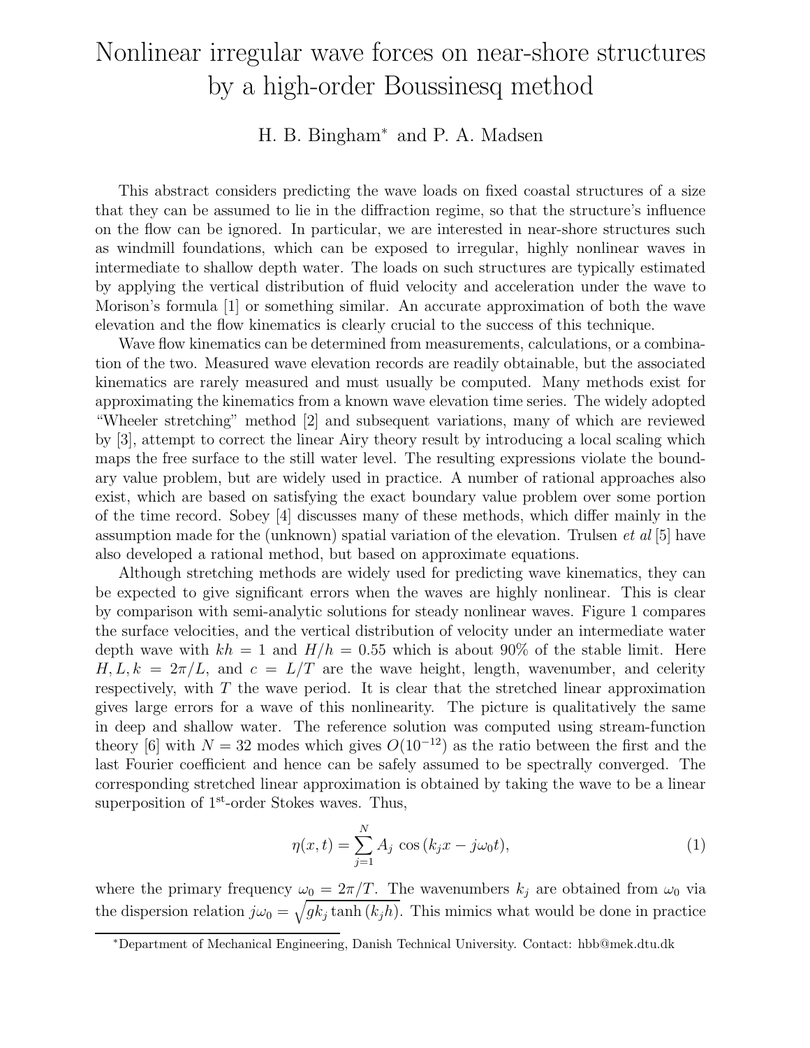# Nonlinear irregular wave forces on near-shore structures by a high-order Boussinesq method

H. B. Bingham* and P. A. Madsen

This abstract considers predicting the wave loads on fixed coastal structures of a size that they can be assumed to lie in the diffraction regime, so that the structure's influence on the flow can be ignored. In particular, we are interested in near-shore structures such as windmill foundations, which can be exposed to irregular, highly nonlinear waves in intermediate to shallow depth water. The loads on such structures are typically estimated by applying the vertical distribution of fluid velocity and acceleration under the wave to Morison's formula [1] or something similar. An accurate approximation of both the wave elevation and the flow kinematics is clearly crucial to the success of this technique.

Wave flow kinematics can be determined from measurements, calculations, or a combination of the two. Measured wave elevation records are readily obtainable, but the associated kinematics are rarely measured and must usually be computed. Many methods exist for approximating the kinematics from a known wave elevation time series. The widely adopted "Wheeler stretching" method [2] and subsequent variations, many of which are reviewed by [3], attempt to correct the linear Airy theory result by introducing a local scaling which maps the free surface to the still water level. The resulting expressions violate the boundary value problem, but are widely used in practice. A number of rational approaches also exist, which are based on satisfying the exact boundary value problem over some portion of the time record. Sobey [4] discusses many of these methods, which differ mainly in the assumption made for the (unknown) spatial variation of the elevation. Trulsen *et al* [5] have also developed a rational method, but based on approximate equations.

Although stretching methods are widely used for predicting wave kinematics, they can be expected to give significant errors when the waves are highly nonlinear. This is clear by comparison with semi-analytic solutions for steady nonlinear waves. Figure 1 compares the surface velocities, and the vertical distribution of velocity under an intermediate water depth wave with $kh = 1$ and $H/h = 0.55$ which is about 90% of the stable limit. Here $H, L, k = 2\pi/L$, and $c = L/T$ are the wave height, length, wavenumber, and celerity respectively, with $T$ the wave period. It is clear that the stretched linear approximation gives large errors for a wave of this nonlinearity. The picture is qualitatively the same in deep and shallow water. The reference solution was computed using stream-function theory [6] with $N = 32$ modes which gives $O(10^{-12})$ as the ratio between the first and the last Fourier coefficient and hence can be safely assumed to be spectrally converged. The corresponding stretched linear approximation is obtained by taking the wave to be a linear superposition of 1st-order Stokes waves. Thus,

$$\eta(x,t) = \sum_{j=1}^{N} A_j \cos(k_j x - j\omega_0 t), \tag{1}$$

where the primary frequency $\omega_0 = 2\pi/T$. The wavenumbers $k_j$ are obtained from $\omega_0$ via the dispersion relation $j\omega_0 = \sqrt{g k_j \tanh(k_j h)}$. This mimics what would be done in practice

*Department of Mechanical Engineering, Danish Technical University. Contact: hbb@mek.dtu.dk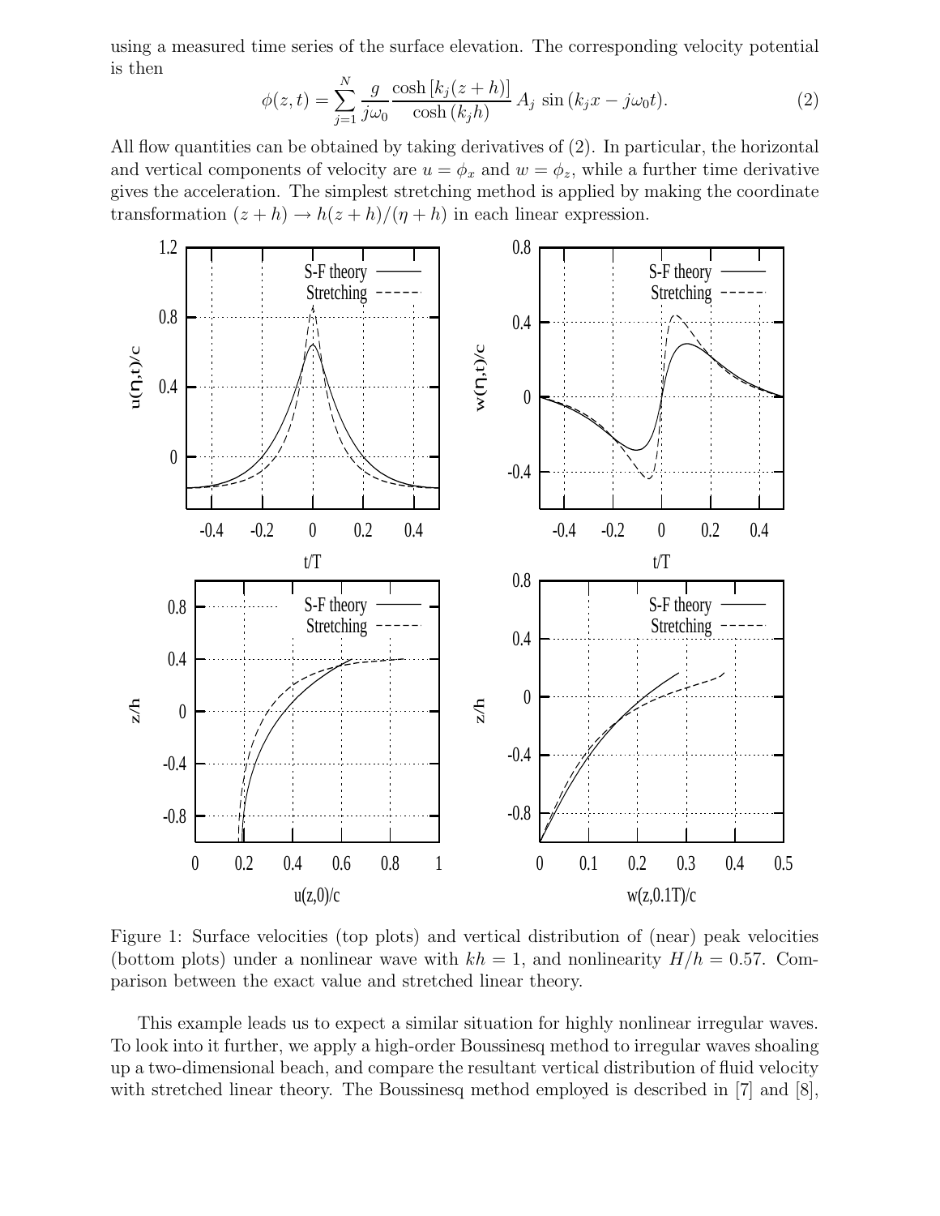using a measured time series of the surface elevation. The corresponding velocity potential is then

$$\phi(z,t) = \sum_{j=1}^{N} \frac{g}{j\omega_0} \frac{\cosh\left[k_j(z+h)\right]}{\cosh\left(k_j h\right)} A_j \sin\left(k_j x - j\omega_0 t\right). \tag{2}$$

All flow quantities can be obtained by taking derivatives of (2). In particular, the horizontal and vertical components of velocity are $u = \phi_x$ and $w = \phi_z$, while a further time derivative gives the acceleration. The simplest stretching method is applied by making the coordinate transformation $(z+h) \rightarrow h(z+h)/(\eta+h)$ in each linear expression.

Figure 1: Surface velocities (top plots) and vertical distribution of (near) peak velocities (bottom plots) under a nonlinear wave with $kh = 1$, and nonlinearity $H/h = 0.57$. Comparison between the exact value and stretched linear theory.

This example leads us to expect a similar situation for highly nonlinear irregular waves. To look into it further, we apply a high-order Boussinesq method to irregular waves shoaling up a two-dimensional beach, and compare the resultant vertical distribution of fluid velocity with stretched linear theory. The Boussinesq method employed is described in [7] and [8],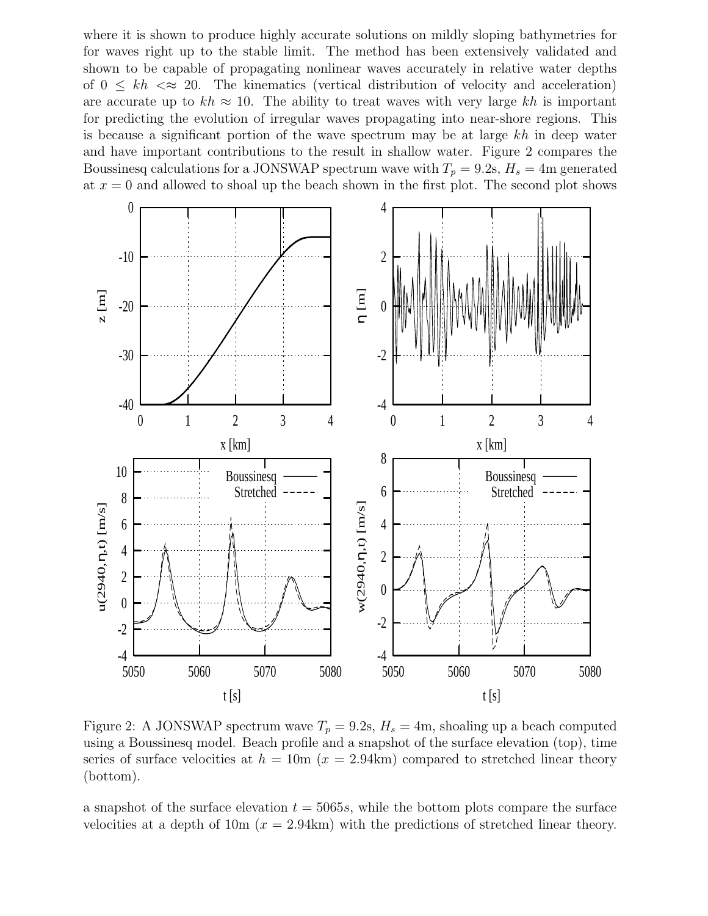where it is shown to produce highly accurate solutions on mildly sloping bathymetries for for waves right up to the stable limit. The method has been extensively validated and shown to be capable of propagating nonlinear waves accurately in relative water depths of $0 \leq kh <\approx 20$. The kinematics (vertical distribution of velocity and acceleration) are accurate up to $kh \approx 10$. The ability to treat waves with very large $kh$ is important for predicting the evolution of irregular waves propagating into near-shore regions. This is because a significant portion of the wave spectrum may be at large $kh$ in deep water and have important contributions to the result in shallow water. Figure 2 compares the Boussinesq calculations for a JONSWAP spectrum wave with $T_p = 9.2$s, $H_s = 4$m generated at $x = 0$ and allowed to shoal up the beach shown in the first plot. The second plot shows

Figure 2: A JONSWAP spectrum wave $T_p = 9.2$s, $H_s = 4$m, shoaling up a beach computed using a Boussinesq model. Beach profile and a snapshot of the surface elevation (top), time series of surface velocities at $h = 10$m ($x = 2.94$km) compared to stretched linear theory (bottom).

a snapshot of the surface elevation $t = 5065s$, while the bottom plots compare the surface velocities at a depth of 10m ($x = 2.94$km) with the predictions of stretched linear theory.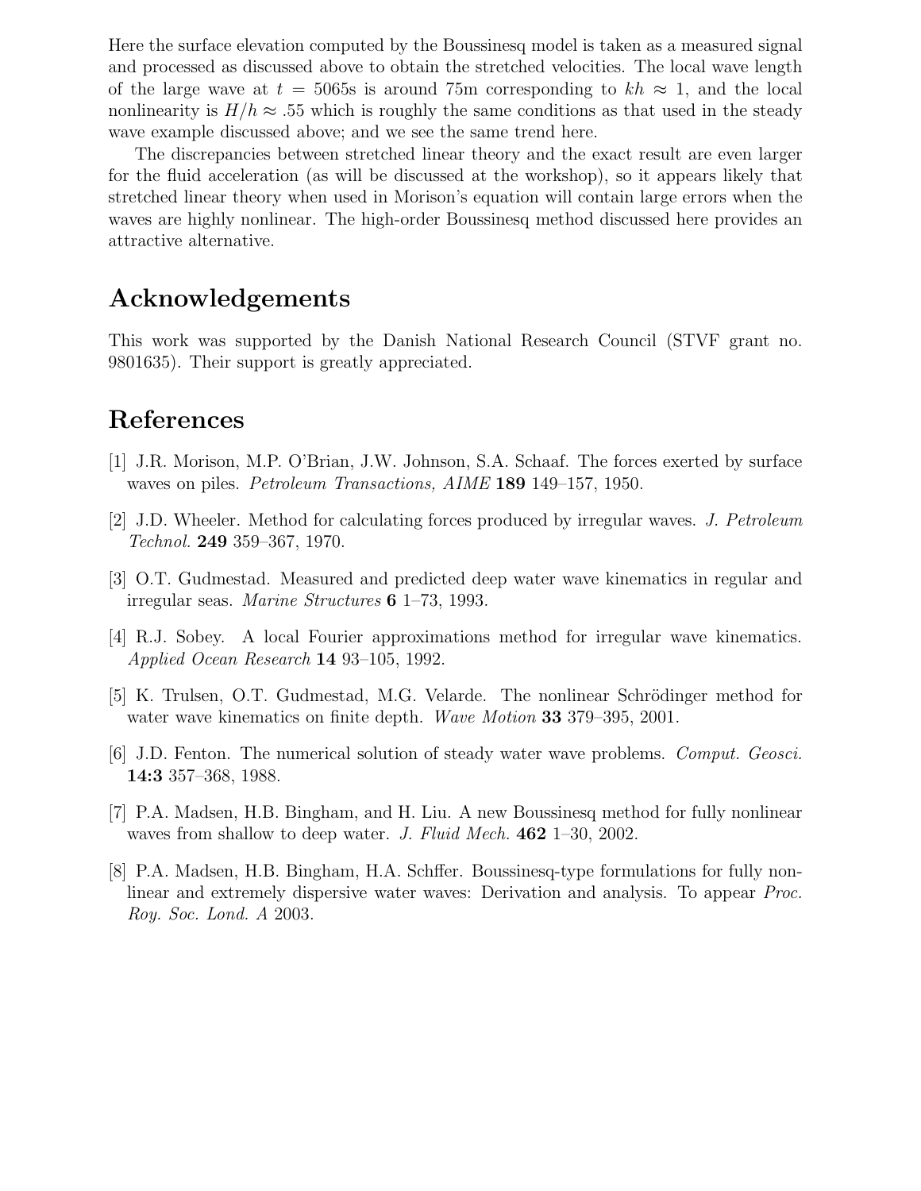Here the surface elevation computed by the Boussinesq model is taken as a measured signal and processed as discussed above to obtain the stretched velocities. The local wave length of the large wave at $t = 5065$s is around 75m corresponding to $kh \approx 1$, and the local nonlinearity is $H/h \approx .55$ which is roughly the same conditions as that used in the steady wave example discussed above; and we see the same trend here.

The discrepancies between stretched linear theory and the exact result are even larger for the fluid acceleration (as will be discussed at the workshop), so it appears likely that stretched linear theory when used in Morison's equation will contain large errors when the waves are highly nonlinear. The high-order Boussinesq method discussed here provides an attractive alternative.

## Acknowledgements

This work was supported by the Danish National Research Council (STVF grant no. 9801635). Their support is greatly appreciated.

## References

[1] J.R. Morison, M.P. O'Brian, J.W. Johnson, S.A. Schaaf. The forces exerted by surface waves on piles. *Petroleum Transactions, AIME* **189** 149–157, 1950.

[2] J.D. Wheeler. Method for calculating forces produced by irregular waves. *J. Petroleum Technol.* **249** 359–367, 1970.

[3] O.T. Gudmestad. Measured and predicted deep water wave kinematics in regular and irregular seas. *Marine Structures* **6** 1–73, 1993.

[4] R.J. Sobey. A local Fourier approximations method for irregular wave kinematics. *Applied Ocean Research* **14** 93–105, 1992.

[5] K. Trulsen, O.T. Gudmestad, M.G. Velarde. The nonlinear Schrödinger method for water wave kinematics on finite depth. *Wave Motion* **33** 379–395, 2001.

[6] J.D. Fenton. The numerical solution of steady water wave problems. *Comput. Geosci.* **14:3** 357–368, 1988.

[7] P.A. Madsen, H.B. Bingham, and H. Liu. A new Boussinesq method for fully nonlinear waves from shallow to deep water. *J. Fluid Mech.* **462** 1–30, 2002.

[8] P.A. Madsen, H.B. Bingham, H.A. Schffer. Boussinesq-type formulations for fully nonlinear and extremely dispersive water waves: Derivation and analysis. To appear *Proc. Roy. Soc. Lond. A* 2003.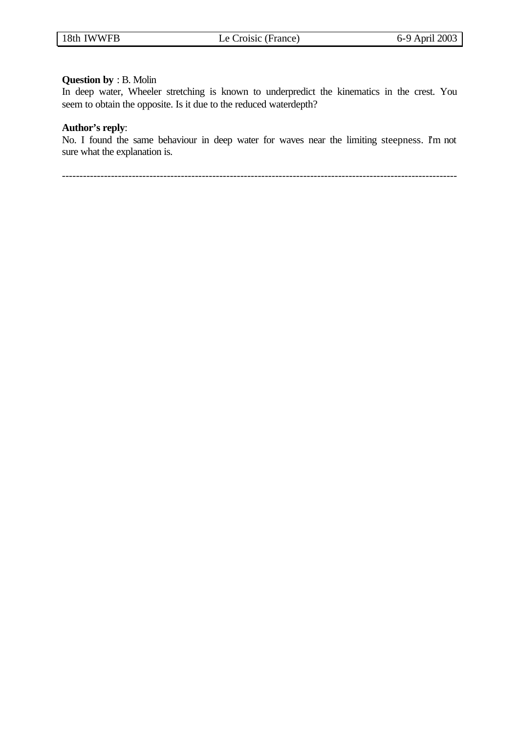**Question by** : B. Molin

In deep water, Wheeler stretching is known to underpredict the kinematics in the crest. You seem to obtain the opposite. Is it due to the reduced waterdepth?

**Author's reply**:

No. I found the same behaviour in deep water for waves near the limiting steepness. I'm not sure what the explanation is.

---